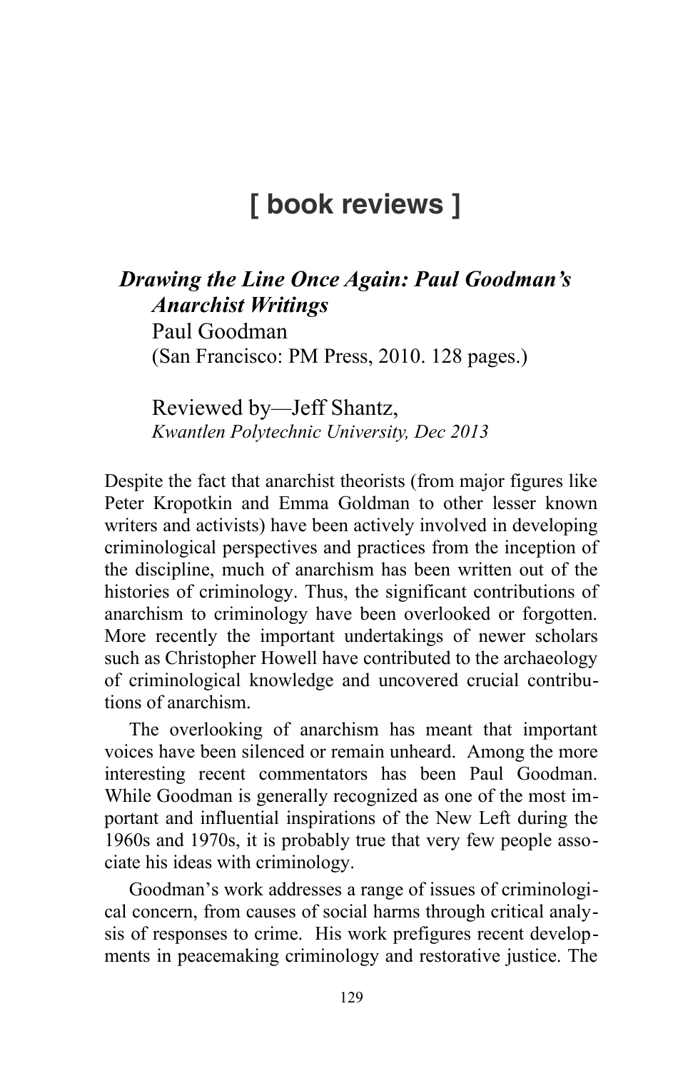# [ book reviews ]

***Drawing the Line Once Again: Paul Goodman's Anarchist Writings***
Paul Goodman
(San Francisco: PM Press, 2010. 128 pages.)

Reviewed by—Jeff Shantz,
*Kwantlen Polytechnic University, Dec 2013*

Despite the fact that anarchist theorists (from major figures like Peter Kropotkin and Emma Goldman to other lesser known writers and activists) have been actively involved in developing criminological perspectives and practices from the inception of the discipline, much of anarchism has been written out of the histories of criminology. Thus, the significant contributions of anarchism to criminology have been overlooked or forgotten. More recently the important undertakings of newer scholars such as Christopher Howell have contributed to the archaeology of criminological knowledge and uncovered crucial contributions of anarchism.

The overlooking of anarchism has meant that important voices have been silenced or remain unheard. Among the more interesting recent commentators has been Paul Goodman. While Goodman is generally recognized as one of the most important and influential inspirations of the New Left during the 1960s and 1970s, it is probably true that very few people associate his ideas with criminology.

Goodman's work addresses a range of issues of criminological concern, from causes of social harms through critical analysis of responses to crime. His work prefigures recent developments in peacemaking criminology and restorative justice. The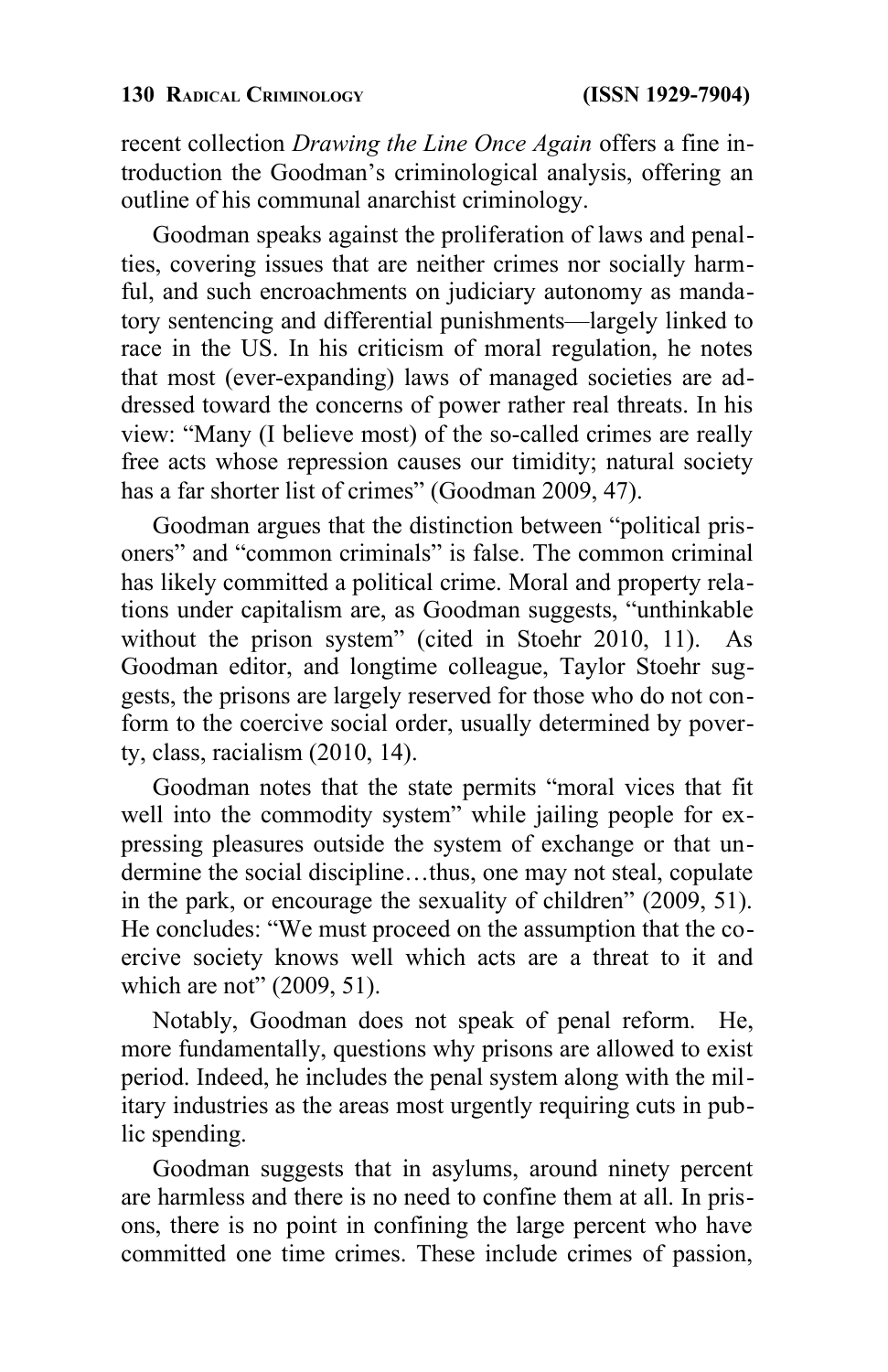recent collection *Drawing the Line Once Again* offers a fine introduction the Goodman's criminological analysis, offering an outline of his communal anarchist criminology.

Goodman speaks against the proliferation of laws and penalties, covering issues that are neither crimes nor socially harmful, and such encroachments on judiciary autonomy as mandatory sentencing and differential punishments—largely linked to race in the US. In his criticism of moral regulation, he notes that most (ever-expanding) laws of managed societies are addressed toward the concerns of power rather real threats. In his view: "Many (I believe most) of the so-called crimes are really free acts whose repression causes our timidity; natural society has a far shorter list of crimes" (Goodman 2009, 47).

Goodman argues that the distinction between "political prisoners" and "common criminals" is false. The common criminal has likely committed a political crime. Moral and property relations under capitalism are, as Goodman suggests, "unthinkable without the prison system" (cited in Stoehr 2010, 11). As Goodman editor, and longtime colleague, Taylor Stoehr suggests, the prisons are largely reserved for those who do not conform to the coercive social order, usually determined by poverty, class, racialism (2010, 14).

Goodman notes that the state permits "moral vices that fit well into the commodity system" while jailing people for expressing pleasures outside the system of exchange or that undermine the social discipline…thus, one may not steal, copulate in the park, or encourage the sexuality of children" (2009, 51). He concludes: "We must proceed on the assumption that the coercive society knows well which acts are a threat to it and which are not" (2009, 51).

Notably, Goodman does not speak of penal reform. He, more fundamentally, questions why prisons are allowed to exist period. Indeed, he includes the penal system along with the military industries as the areas most urgently requiring cuts in public spending.

Goodman suggests that in asylums, around ninety percent are harmless and there is no need to confine them at all. In prisons, there is no point in confining the large percent who have committed one time crimes. These include crimes of passion,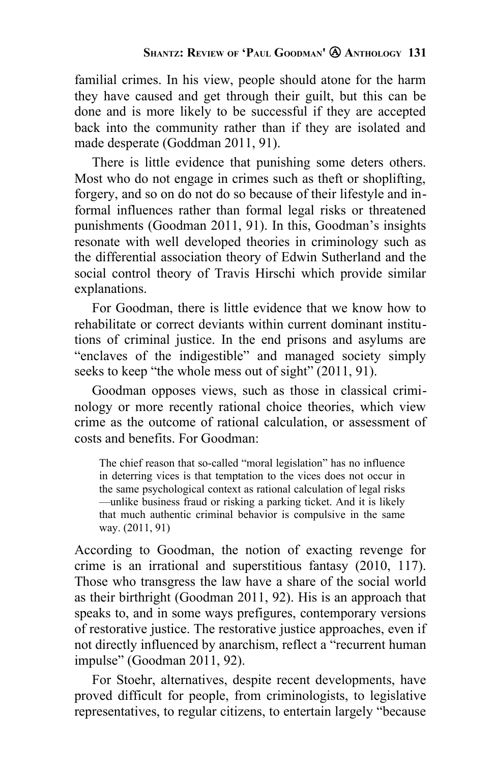familial crimes. In his view, people should atone for the harm they have caused and get through their guilt, but this can be done and is more likely to be successful if they are accepted back into the community rather than if they are isolated and made desperate (Goddman 2011, 91).

There is little evidence that punishing some deters others. Most who do not engage in crimes such as theft or shoplifting, forgery, and so on do not do so because of their lifestyle and informal influences rather than formal legal risks or threatened punishments (Goodman 2011, 91). In this, Goodman's insights resonate with well developed theories in criminology such as the differential association theory of Edwin Sutherland and the social control theory of Travis Hirschi which provide similar explanations.

For Goodman, there is little evidence that we know how to rehabilitate or correct deviants within current dominant institutions of criminal justice. In the end prisons and asylums are "enclaves of the indigestible" and managed society simply seeks to keep "the whole mess out of sight" (2011, 91).

Goodman opposes views, such as those in classical criminology or more recently rational choice theories, which view crime as the outcome of rational calculation, or assessment of costs and benefits. For Goodman:

> The chief reason that so-called "moral legislation" has no influence in deterring vices is that temptation to the vices does not occur in the same psychological context as rational calculation of legal risks —unlike business fraud or risking a parking ticket. And it is likely that much authentic criminal behavior is compulsive in the same way. (2011, 91)

According to Goodman, the notion of exacting revenge for crime is an irrational and superstitious fantasy (2010, 117). Those who transgress the law have a share of the social world as their birthright (Goodman 2011, 92). His is an approach that speaks to, and in some ways prefigures, contemporary versions of restorative justice. The restorative justice approaches, even if not directly influenced by anarchism, reflect a "recurrent human impulse" (Goodman 2011, 92).

For Stoehr, alternatives, despite recent developments, have proved difficult for people, from criminologists, to legislative representatives, to regular citizens, to entertain largely "because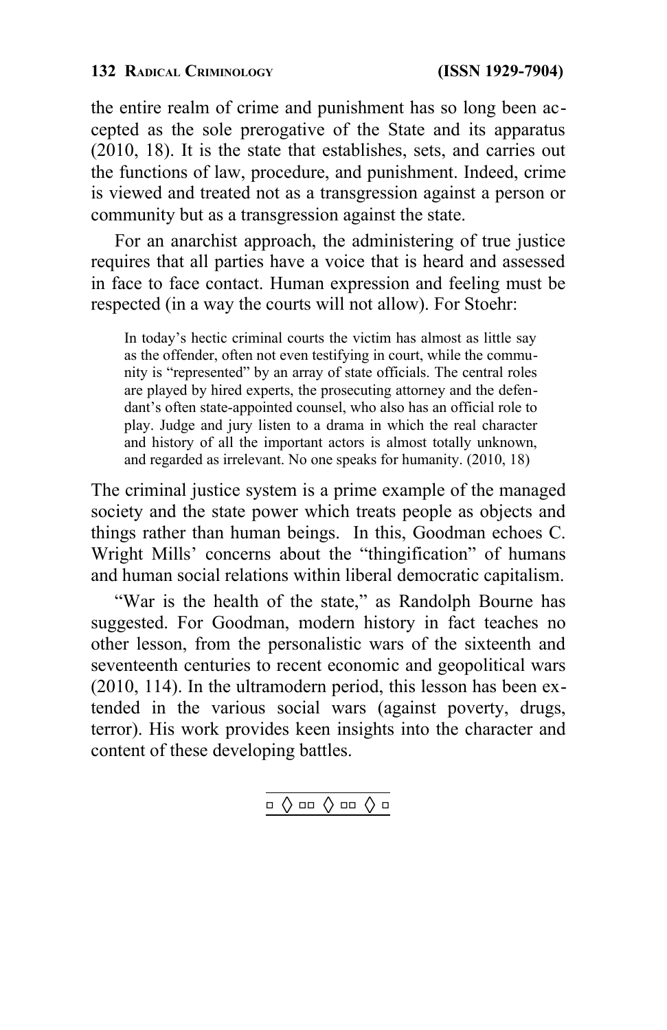the entire realm of crime and punishment has so long been accepted as the sole prerogative of the State and its apparatus (2010, 18). It is the state that establishes, sets, and carries out the functions of law, procedure, and punishment. Indeed, crime is viewed and treated not as a transgression against a person or community but as a transgression against the state.

For an anarchist approach, the administering of true justice requires that all parties have a voice that is heard and assessed in face to face contact. Human expression and feeling must be respected (in a way the courts will not allow). For Stoehr:

> In today's hectic criminal courts the victim has almost as little say as the offender, often not even testifying in court, while the community is "represented" by an array of state officials. The central roles are played by hired experts, the prosecuting attorney and the defendant's often state-appointed counsel, who also has an official role to play. Judge and jury listen to a drama in which the real character and history of all the important actors is almost totally unknown, and regarded as irrelevant. No one speaks for humanity. (2010, 18)

The criminal justice system is a prime example of the managed society and the state power which treats people as objects and things rather than human beings. In this, Goodman echoes C. Wright Mills' concerns about the "thingification" of humans and human social relations within liberal democratic capitalism.

"War is the health of the state," as Randolph Bourne has suggested. For Goodman, modern history in fact teaches no other lesson, from the personalistic wars of the sixteenth and seventeenth centuries to recent economic and geopolitical wars (2010, 114). In the ultramodern period, this lesson has been extended in the various social wars (against poverty, drugs, terror). His work provides keen insights into the character and content of these developing battles.